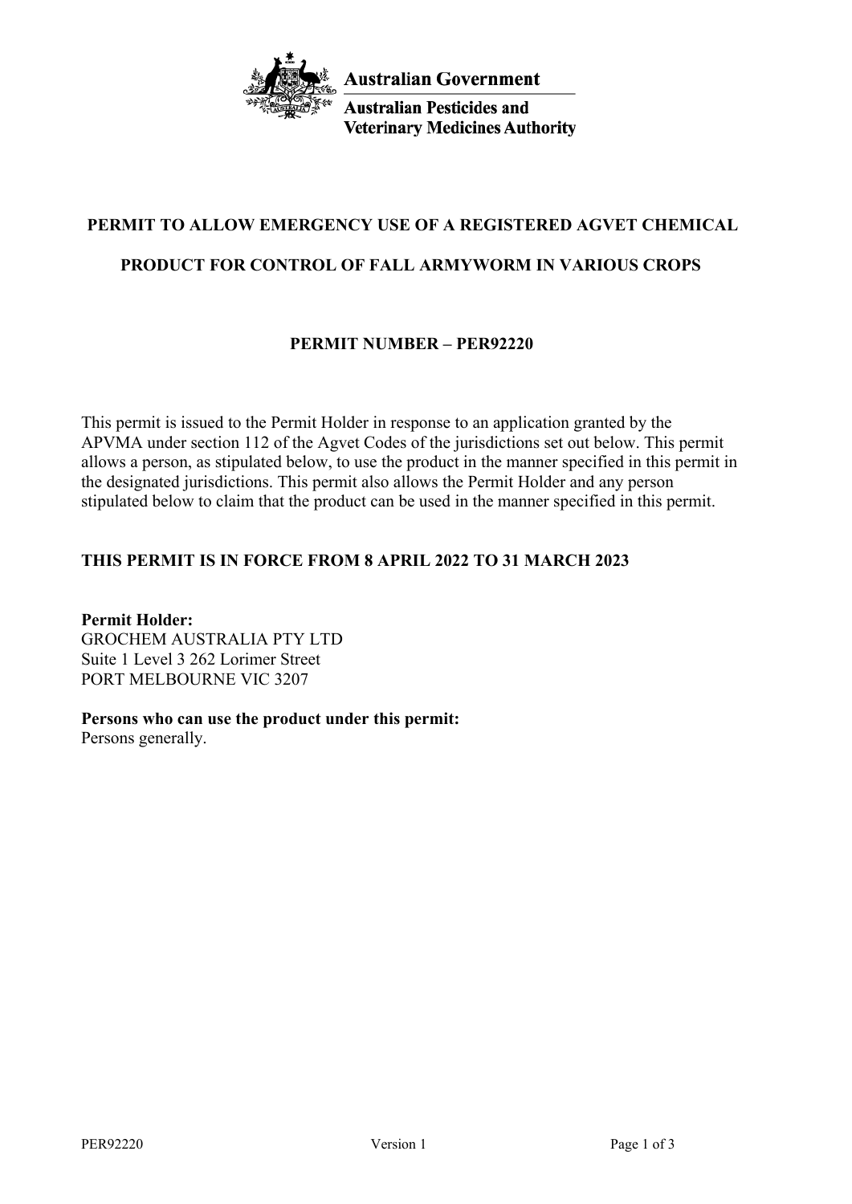**Australian Government**

**Australian Pesticides and Veterinary Medicines Authority**

# PERMIT TO ALLOW EMERGENCY USE OF A REGISTERED AGVET CHEMICAL PRODUCT FOR CONTROL OF FALL ARMYWORM IN VARIOUS CROPS

## PERMIT NUMBER – PER92220

This permit is issued to the Permit Holder in response to an application granted by the APVMA under section 112 of the Agvet Codes of the jurisdictions set out below. This permit allows a person, as stipulated below, to use the product in the manner specified in this permit in the designated jurisdictions. This permit also allows the Permit Holder and any person stipulated below to claim that the product can be used in the manner specified in this permit.

**THIS PERMIT IS IN FORCE FROM 8 APRIL 2022 TO 31 MARCH 2023**

**Permit Holder:**
GROCHEM AUSTRALIA PTY LTD
Suite 1 Level 3 262 Lorimer Street
PORT MELBOURNE VIC 3207

**Persons who can use the product under this permit:**
Persons generally.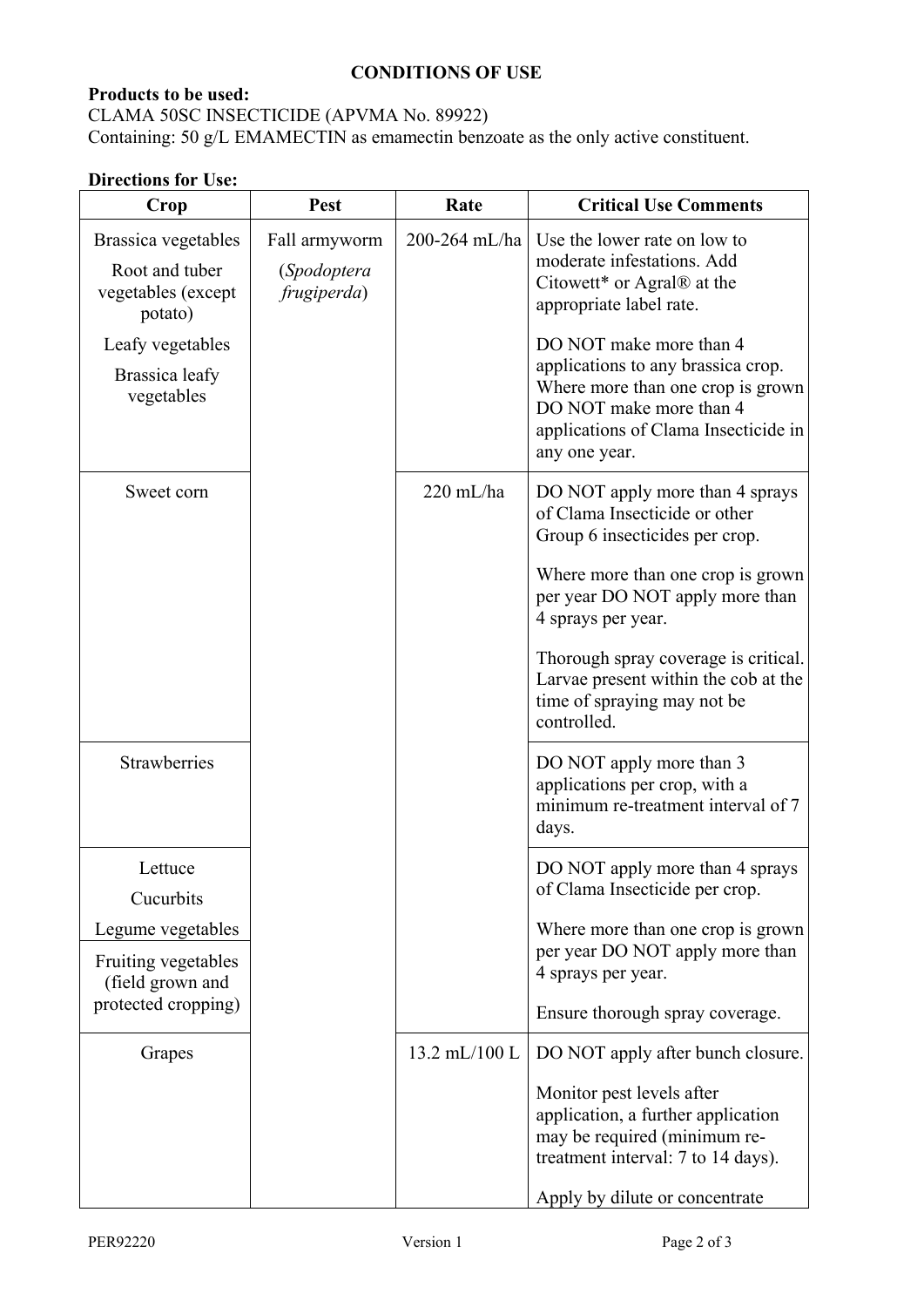## CONDITIONS OF USE

**Products to be used:**

CLAMA 50SC INSECTICIDE (APVMA No. 89922)

Containing: 50 g/L EMAMECTIN as emamectin benzoate as the only active constituent.

**Directions for Use:**

| Crop | Pest | Rate | Critical Use Comments |
|---|---|---|---|
| Brassica vegetables<br>Root and tuber vegetables (except potato)<br>Leafy vegetables<br>Brassica leafy vegetables | Fall armyworm (*Spodoptera frugiperda*) | 200-264 mL/ha | Use the lower rate on low to moderate infestations. Add Citowett* or Agral® at the appropriate label rate.<br><br>DO NOT make more than 4 applications to any brassica crop. Where more than one crop is grown DO NOT make more than 4 applications of Clama Insecticide in any one year. |
| Sweet corn | | 220 mL/ha | DO NOT apply more than 4 sprays of Clama Insecticide or other Group 6 insecticides per crop.<br><br>Where more than one crop is grown per year DO NOT apply more than 4 sprays per year.<br><br>Thorough spray coverage is critical. Larvae present within the cob at the time of spraying may not be controlled. |
| Strawberries | | | DO NOT apply more than 3 applications per crop, with a minimum re-treatment interval of 7 days. |
| Lettuce<br>Cucurbits<br>Legume vegetables<br>Fruiting vegetables (field grown and protected cropping) | | | DO NOT apply more than 4 sprays of Clama Insecticide per crop.<br><br>Where more than one crop is grown per year DO NOT apply more than 4 sprays per year.<br><br>Ensure thorough spray coverage. |
| Grapes | | 13.2 mL/100 L | DO NOT apply after bunch closure.<br><br>Monitor pest levels after application, a further application may be required (minimum re-treatment interval: 7 to 14 days).<br><br>Apply by dilute or concentrate |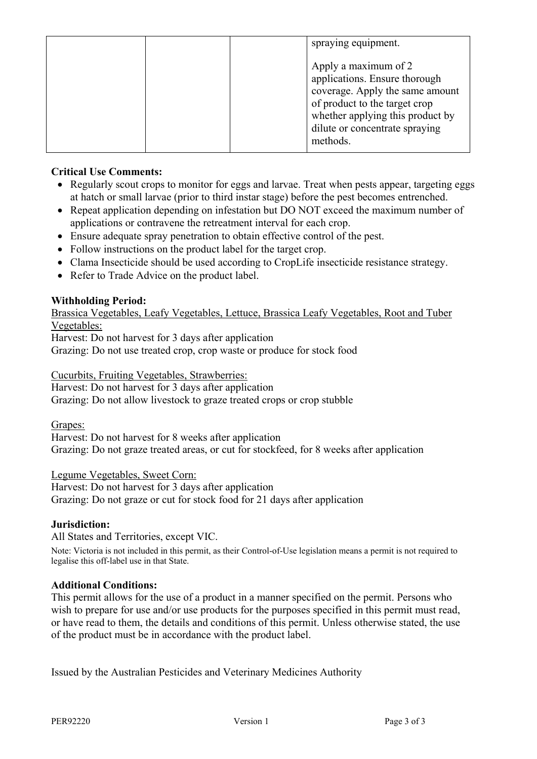| | | | |
|---|---|---|---|
| | | | spraying equipment.<br><br>Apply a maximum of 2 applications. Ensure thorough coverage. Apply the same amount of product to the target crop whether applying this product by dilute or concentrate spraying methods. |

**Critical Use Comments:**

- Regularly scout crops to monitor for eggs and larvae. Treat when pests appear, targeting eggs at hatch or small larvae (prior to third instar stage) before the pest becomes entrenched.
- Repeat application depending on infestation but DO NOT exceed the maximum number of applications or contravene the retreatment interval for each crop.
- Ensure adequate spray penetration to obtain effective control of the pest.
- Follow instructions on the product label for the target crop.
- Clama Insecticide should be used according to CropLife insecticide resistance strategy.
- Refer to Trade Advice on the product label.

**Withholding Period:**

Brassica Vegetables, Leafy Vegetables, Lettuce, Brassica Leafy Vegetables, Root and Tuber Vegetables:
Harvest: Do not harvest for 3 days after application
Grazing: Do not use treated crop, crop waste or produce for stock food

Cucurbits, Fruiting Vegetables, Strawberries:
Harvest: Do not harvest for 3 days after application
Grazing: Do not allow livestock to graze treated crops or crop stubble

Grapes:
Harvest: Do not harvest for 8 weeks after application
Grazing: Do not graze treated areas, or cut for stockfeed, for 8 weeks after application

Legume Vegetables, Sweet Corn:
Harvest: Do not harvest for 3 days after application
Grazing: Do not graze or cut for stock food for 21 days after application

**Jurisdiction:**

All States and Territories, except VIC.

Note: Victoria is not included in this permit, as their Control-of-Use legislation means a permit is not required to legalise this off-label use in that State.

**Additional Conditions:**

This permit allows for the use of a product in a manner specified on the permit. Persons who wish to prepare for use and/or use products for the purposes specified in this permit must read, or have read to them, the details and conditions of this permit. Unless otherwise stated, the use of the product must be in accordance with the product label.

Issued by the Australian Pesticides and Veterinary Medicines Authority